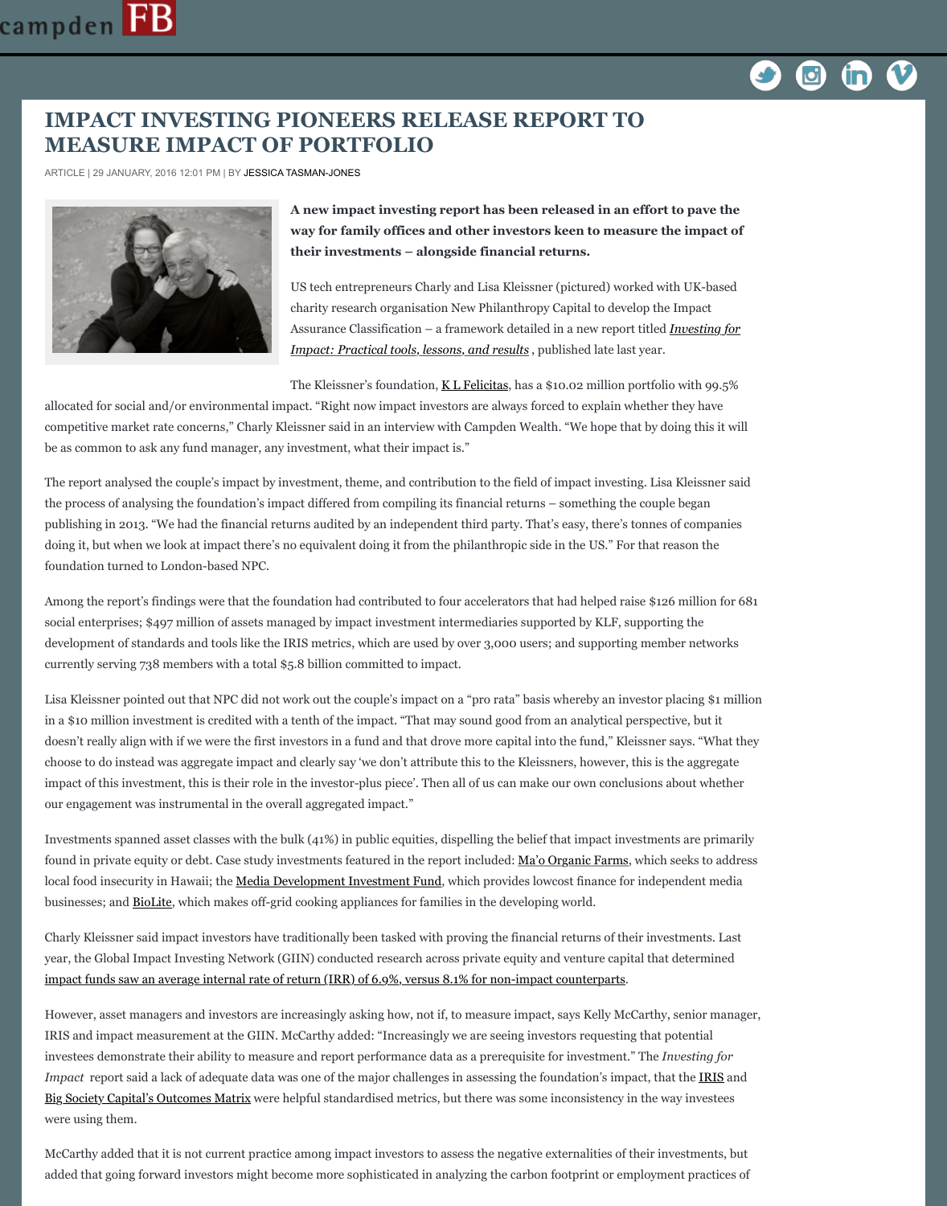# IMPACT INVESTING PIONEERS RELEASE REPORT TO MEASURE IMPACT OF PORTFOLIO

ARTICLE | 29 JANUARY, 2016 12:01 PM | BY JESSICA TASMAN-JONES

**A new impact investing report has been released in an effort to pave the way for family offices and other investors keen to measure the impact of their investments – alongside financial returns.**

US tech entrepreneurs Charly and Lisa Kleissner (pictured) worked with UK-based charity research organisation New Philanthropy Capital to develop the Impact Assurance Classification – a framework detailed in a new report titled ***Investing for Impact: Practical tools, lessons, and results*** , published late last year.

The Kleissner's foundation, K L Felicitas, has a $10.02 million portfolio with 99.5% allocated for social and/or environmental impact. "Right now impact investors are always forced to explain whether they have competitive market rate concerns," Charly Kleissner said in an interview with Campden Wealth. "We hope that by doing this it will be as common to ask any fund manager, any investment, what their impact is."

The report analysed the couple's impact by investment, theme, and contribution to the field of impact investing. Lisa Kleissner said the process of analysing the foundation's impact differed from compiling its financial returns – something the couple began publishing in 2013. "We had the financial returns audited by an independent third party. That's easy, there's tonnes of companies doing it, but when we look at impact there's no equivalent doing it from the philanthropic side in the US." For that reason the foundation turned to London-based NPC.

Among the report's findings were that the foundation had contributed to four accelerators that had helped raise $126 million for 681 social enterprises; $497 million of assets managed by impact investment intermediaries supported by KLF, supporting the development of standards and tools like the IRIS metrics, which are used by over 3,000 users; and supporting member networks currently serving 738 members with a total $5.8 billion committed to impact.

Lisa Kleissner pointed out that NPC did not work out the couple's impact on a "pro rata" basis whereby an investor placing $1 million in a $10 million investment is credited with a tenth of the impact. "That may sound good from an analytical perspective, but it doesn't really align with if we were the first investors in a fund and that drove more capital into the fund," Kleissner says. "What they choose to do instead was aggregate impact and clearly say 'we don't attribute this to the Kleissners, however, this is the aggregate impact of this investment, this is their role in the investor-plus piece'. Then all of us can make our own conclusions about whether our engagement was instrumental in the overall aggregated impact."

Investments spanned asset classes with the bulk (41%) in public equities, dispelling the belief that impact investments are primarily found in private equity or debt. Case study investments featured in the report included: Ma'o Organic Farms, which seeks to address local food insecurity in Hawaii; the Media Development Investment Fund, which provides lowcost finance for independent media businesses; and BioLite, which makes off-grid cooking appliances for families in the developing world.

Charly Kleissner said impact investors have traditionally been tasked with proving the financial returns of their investments. Last year, the Global Impact Investing Network (GIIN) conducted research across private equity and venture capital that determined impact funds saw an average internal rate of return (IRR) of 6.9%, versus 8.1% for non-impact counterparts.

However, asset managers and investors are increasingly asking how, not if, to measure impact, says Kelly McCarthy, senior manager, IRIS and impact measurement at the GIIN. McCarthy added: "Increasingly we are seeing investors requesting that potential investees demonstrate their ability to measure and report performance data as a prerequisite for investment." The *Investing for Impact* report said a lack of adequate data was one of the major challenges in assessing the foundation's impact, that the IRIS and Big Society Capital's Outcomes Matrix were helpful standardised metrics, but there was some inconsistency in the way investees were using them.

McCarthy added that it is not current practice among impact investors to assess the negative externalities of their investments, but added that going forward investors might become more sophisticated in analyzing the carbon footprint or employment practices of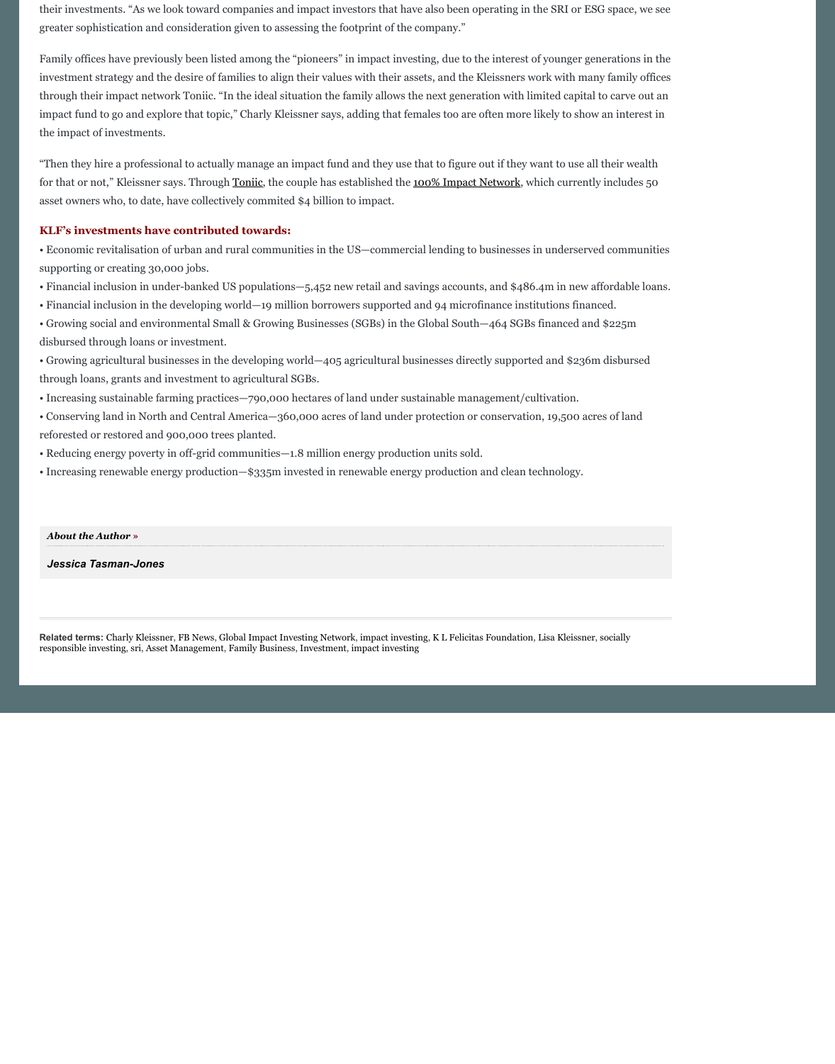their investments. “As we look toward companies and impact investors that have also been operating in the SRI or ESG space, we see greater sophistication and consideration given to assessing the footprint of the company.”

Family offices have previously been listed among the “pioneers” in impact investing, due to the interest of younger generations in the investment strategy and the desire of families to align their values with their assets, and the Kleissners work with many family offices through their impact network Toniic. “In the ideal situation the family allows the next generation with limited capital to carve out an impact fund to go and explore that topic,” Charly Kleissner says, adding that females too are often more likely to show an interest in the impact of investments.

“Then they hire a professional to actually manage an impact fund and they use that to figure out if they want to use all their wealth for that or not,” Kleissner says. Through Toniic, the couple has established the 100% Impact Network, which currently includes 50 asset owners who, to date, have collectively commited $4 billion to impact.

**KLF’s investments have contributed towards:**

• Economic revitalisation of urban and rural communities in the US—commercial lending to businesses in underserved communities supporting or creating 30,000 jobs.
• Financial inclusion in under-banked US populations—5,452 new retail and savings accounts, and $486.4m in new affordable loans.
• Financial inclusion in the developing world—19 million borrowers supported and 94 microfinance institutions financed.
• Growing social and environmental Small & Growing Businesses (SGBs) in the Global South—464 SGBs financed and $225m disbursed through loans or investment.
• Growing agricultural businesses in the developing world—405 agricultural businesses directly supported and $236m disbursed through loans, grants and investment to agricultural SGBs.
• Increasing sustainable farming practices—790,000 hectares of land under sustainable management/cultivation.
• Conserving land in North and Central America—360,000 acres of land under protection or conservation, 19,500 acres of land reforested or restored and 900,000 trees planted.
• Reducing energy poverty in off-grid communities—1.8 million energy production units sold.
• Increasing renewable energy production—$335m invested in renewable energy production and clean technology.

***About the Author »***

***Jessica Tasman-Jones***

**Related terms:** Charly Kleissner, FB News, Global Impact Investing Network, impact investing, K L Felicitas Foundation, Lisa Kleissner, socially responsible investing, sri, Asset Management, Family Business, Investment, impact investing